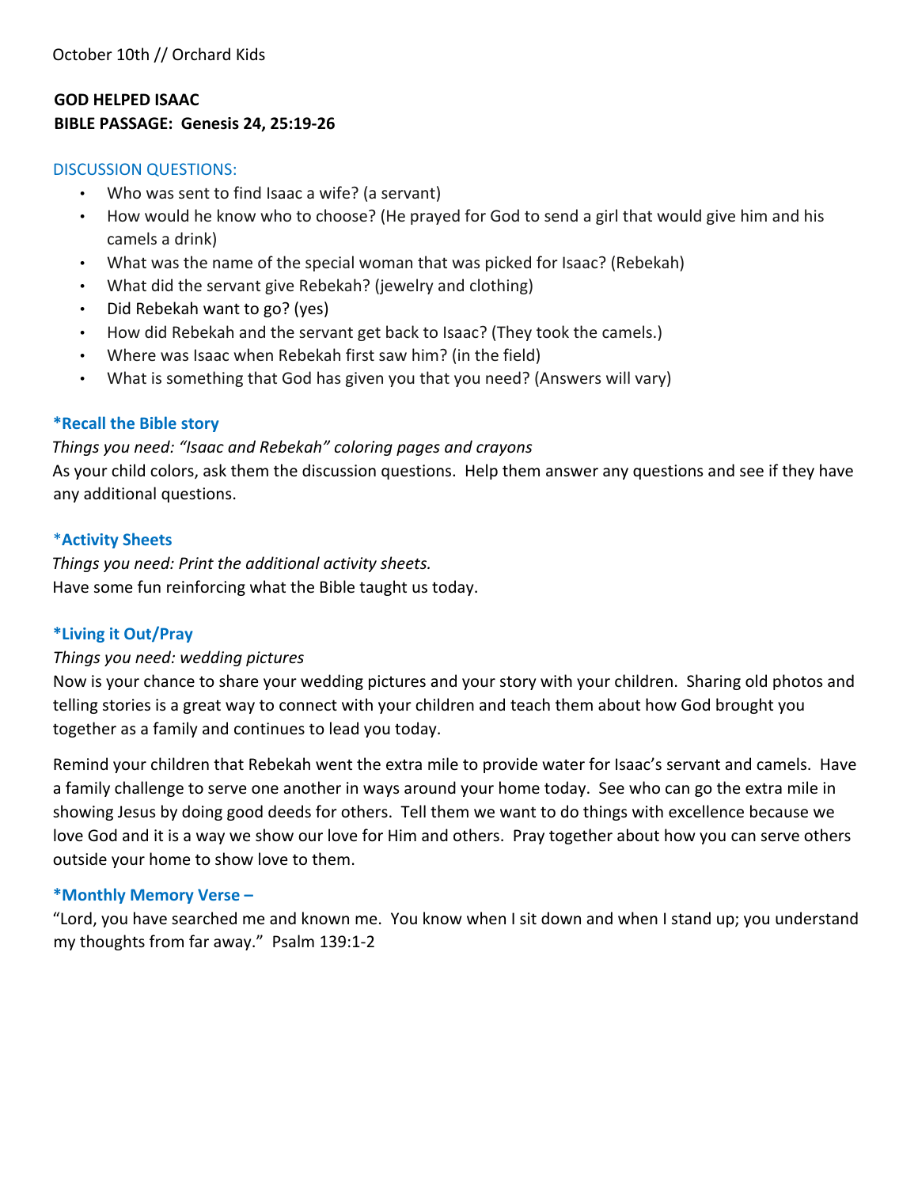October 10th // Orchard Kids

**GOD HELPED ISAAC**
**BIBLE PASSAGE: Genesis 24, 25:19-26**

DISCUSSION QUESTIONS:

- Who was sent to find Isaac a wife? (a servant)
- How would he know who to choose? (He prayed for God to send a girl that would give him and his camels a drink)
- What was the name of the special woman that was picked for Isaac? (Rebekah)
- What did the servant give Rebekah? (jewelry and clothing)
- Did Rebekah want to go? (yes)
- How did Rebekah and the servant get back to Isaac? (They took the camels.)
- Where was Isaac when Rebekah first saw him? (in the field)
- What is something that God has given you that you need? (Answers will vary)

**\*Recall the Bible story**

*Things you need: "Isaac and Rebekah" coloring pages and crayons*

As your child colors, ask them the discussion questions. Help them answer any questions and see if they have any additional questions.

**\*Activity Sheets**

*Things you need: Print the additional activity sheets.*

Have some fun reinforcing what the Bible taught us today.

**\*Living it Out/Pray**

*Things you need: wedding pictures*

Now is your chance to share your wedding pictures and your story with your children. Sharing old photos and telling stories is a great way to connect with your children and teach them about how God brought you together as a family and continues to lead you today.

Remind your children that Rebekah went the extra mile to provide water for Isaac's servant and camels. Have a family challenge to serve one another in ways around your home today. See who can go the extra mile in showing Jesus by doing good deeds for others. Tell them we want to do things with excellence because we love God and it is a way we show our love for Him and others. Pray together about how you can serve others outside your home to show love to them.

**\*Monthly Memory Verse –**

"Lord, you have searched me and known me. You know when I sit down and when I stand up; you understand my thoughts from far away." Psalm 139:1-2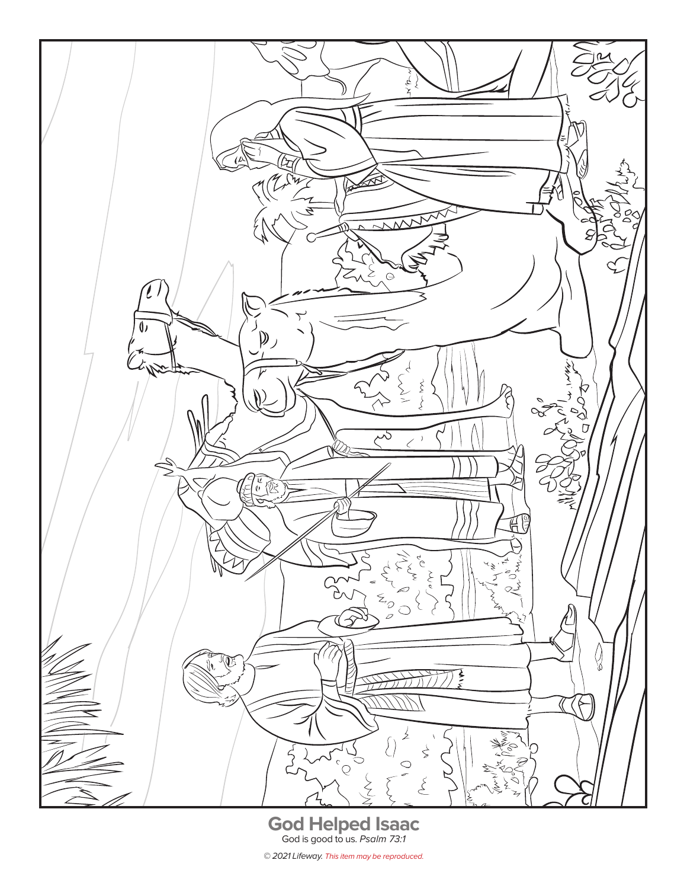# God Helped Isaac

God is good to us. *Psalm 73:1*

*© 2021 Lifeway. This item may be reproduced.*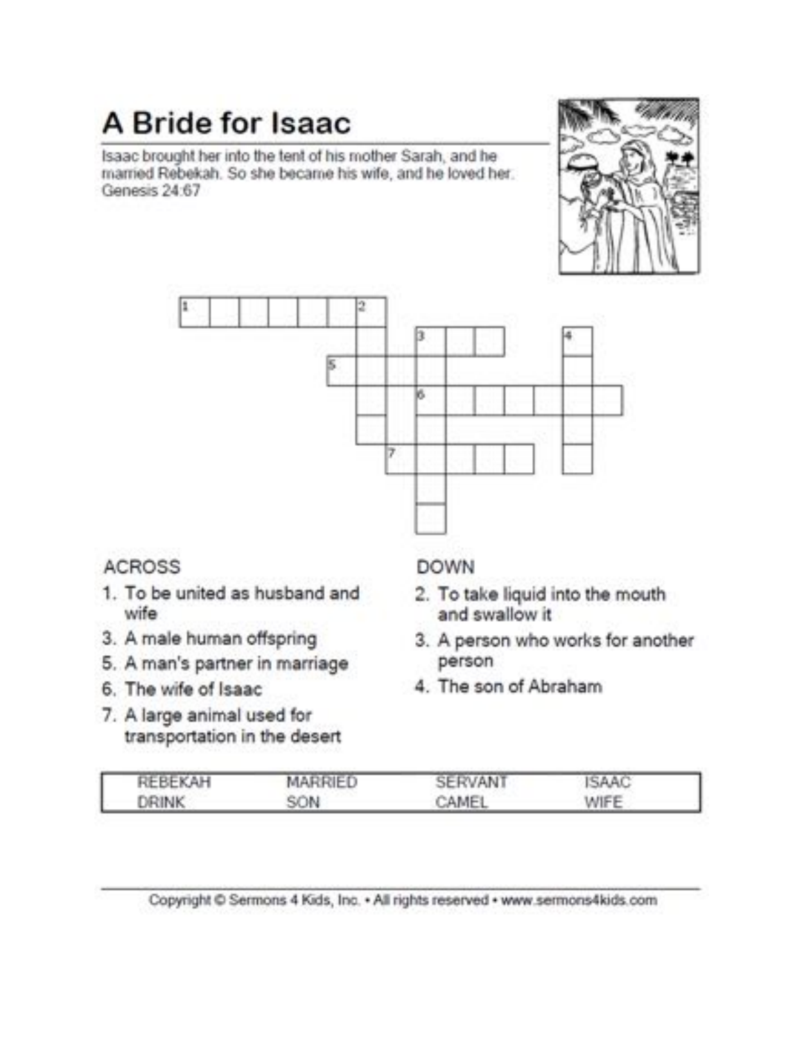# A Bride for Isaac

Isaac brought her into the tent of his mother Sarah, and he married Rebekah. So she became his wife, and he loved her. Genesis 24:67

ACROSS

1. To be united as husband and wife
3. A male human offspring
5. A man's partner in marriage
6. The wife of Isaac
7. A large animal used for transportation in the desert

DOWN

2. To take liquid into the mouth and swallow it
3. A person who works for another person
4. The son of Abraham

| REBEKAH | MARRIED | SERVANT | ISAAC |
| --- | --- | --- | --- |
| DRINK | SON | CAMEL | WIFE |

Copyright © Sermons 4 Kids, Inc. • All rights reserved • www.sermons4kids.com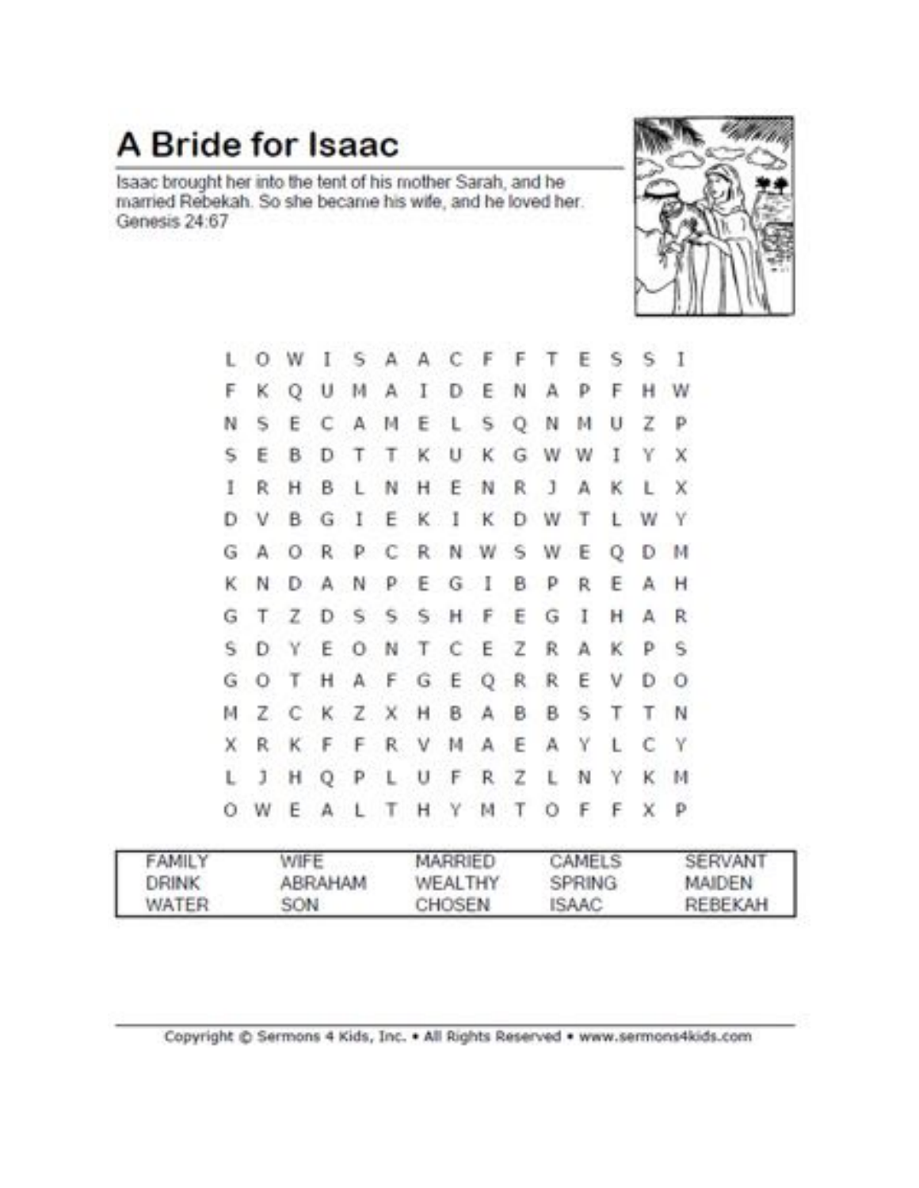# A Bride for Isaac

Isaac brought her into the tent of his mother Sarah, and he married Rebekah. So she became his wife, and he loved her. Genesis 24:67

```
L O W I S A A C F F T E S S I
F K Q U M A I D E N A P F H W
N S E C A M E L S Q N M U Z P
S E B D T T K U K G W W I Y X
I R H B L N H E N R J A K L X
D V B G I E K I K D W T L W Y
G A O R P C R N W S W E Q D M
K N D A N P E G I B P R E A H
G T Z D S S S H F E G I H A R
S D Y E O N T C E Z R A K P S
G O T H A F G E Q R R E V D O
M Z C K Z X H B A B B S T T N
X R K F F R V M A E A Y L C Y
L J H Q P L U F R Z L N Y K M
O W E A L T H Y M T O F F X P
```

| | | | | |
|---|---|---|---|---|
| FAMILY | WIFE | MARRIED | CAMELS | SERVANT |
| DRINK | ABRAHAM | WEALTHY | SPRING | MAIDEN |
| WATER | SON | CHOSEN | ISAAC | REBEKAH |

Copyright © Sermons 4 Kids, Inc. • All Rights Reserved • www.sermons4kids.com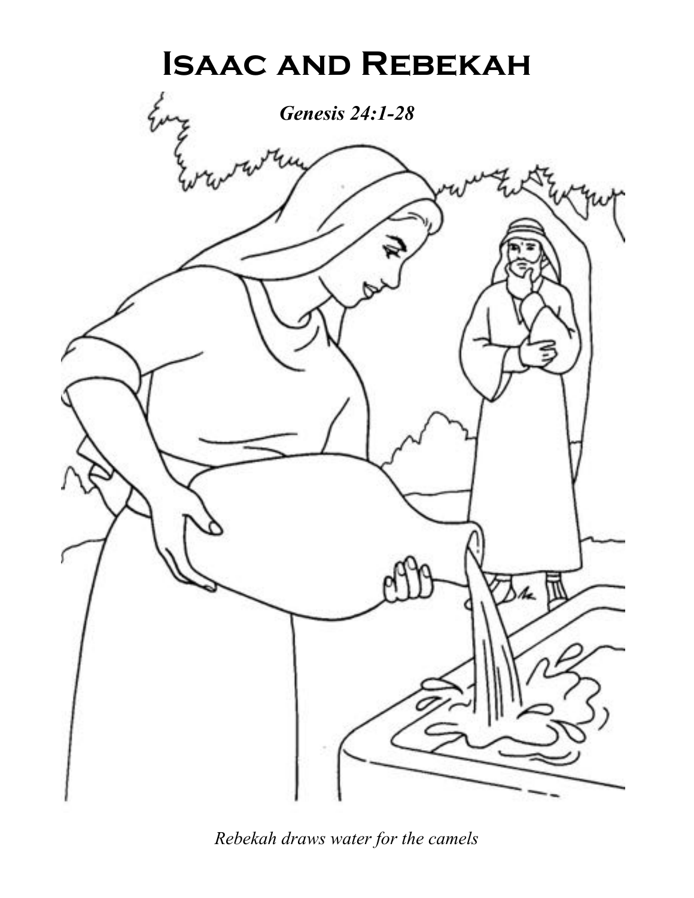# Isaac and Rebekah

***Genesis 24:1-28***

*Rebekah draws water for the camels*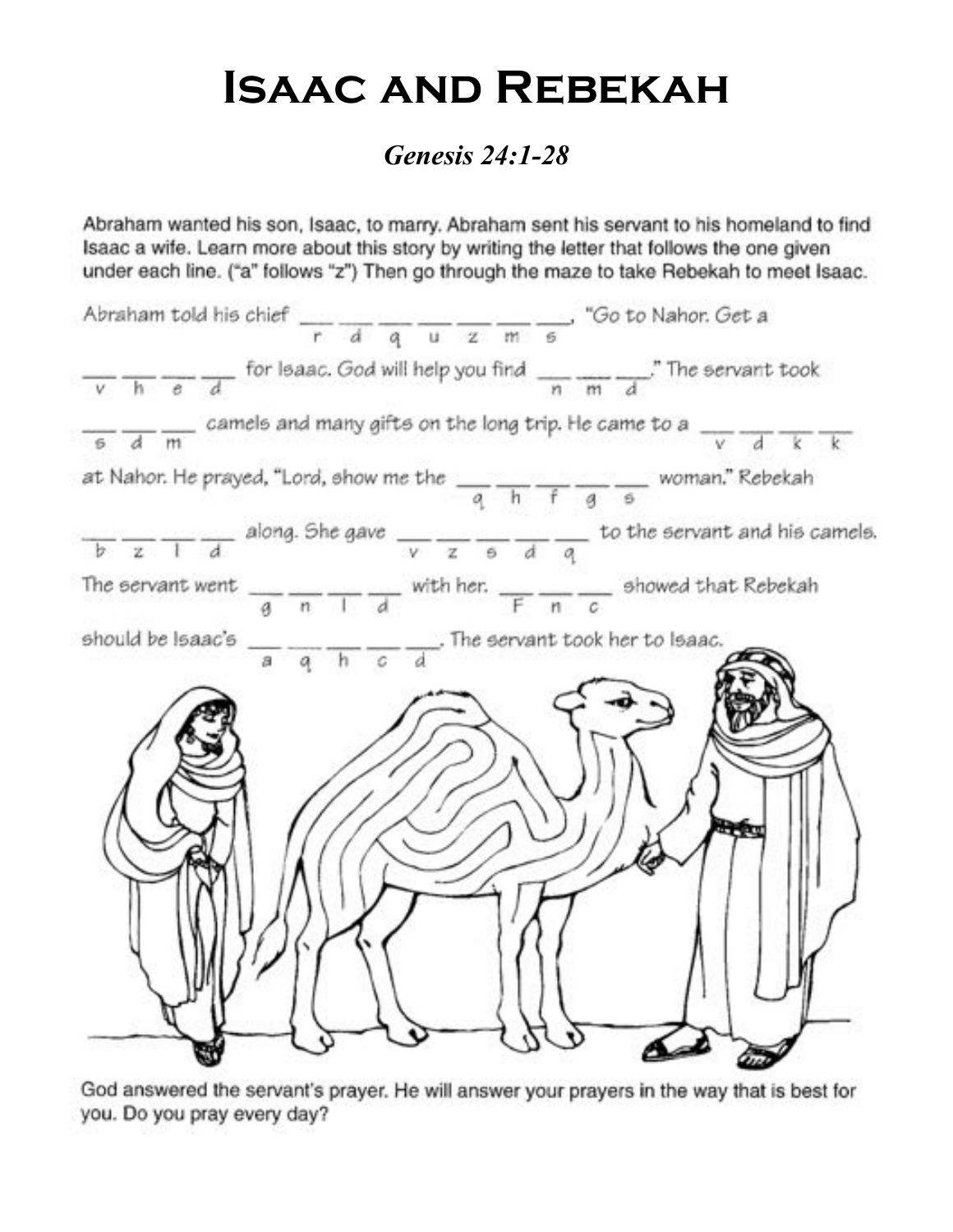# Isaac and Rebekah

*Genesis 24:1-28*

Abraham wanted his son, Isaac, to marry. Abraham sent his servant to his homeland to find Isaac a wife. Learn more about this story by writing the letter that follows the one given under each line. ("a" follows "z") Then go through the maze to take Rebekah to meet Isaac.

Abraham told his chief ___ ___ ___ ___ ___ ___ ___, "Go to Nahor. Get a
r d q u z m s

___ ___ ___ ___ for Isaac. God will help you find ___ ___ ___." The servant took
v h e d — n m d

___ ___ ___ camels and many gifts on the long trip. He came to a ___ ___ ___ ___
s d m — v d k k

at Nahor. He prayed, "Lord, show me the ___ ___ ___ ___ ___ woman." Rebekah
q h f g s

___ ___ ___ ___ along. She gave ___ ___ ___ ___ ___ to the servant and his camels.
b z l d — v z s d q

The servant went ___ ___ ___ ___ with her. ___ ___ ___ showed that Rebekah
g n l d — F n c

should be Isaac's ___ ___ ___ ___ ___. The servant took her to Isaac.
a q h c d

God answered the servant's prayer. He will answer your prayers in the way that is best for you. Do you pray every day?